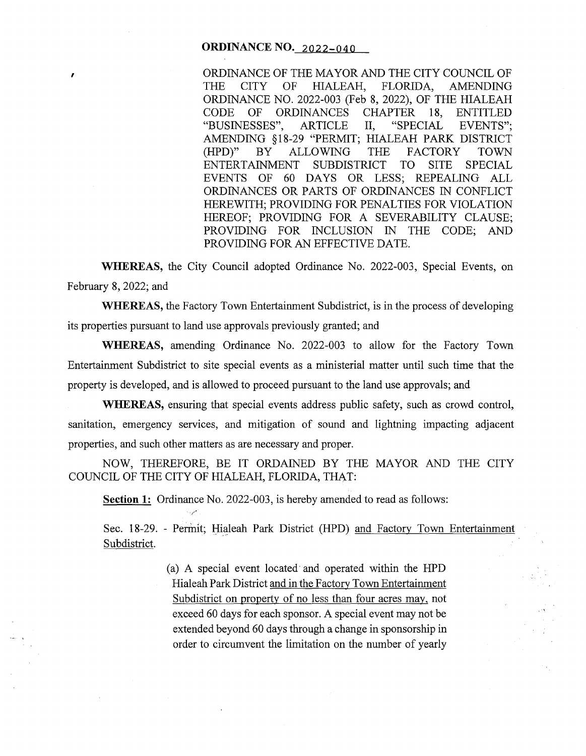**ORDINANCE NO. 2022-040**

ORDINANCE OF THE MAYOR AND THE CITY COUNCIL OF THE CITY OF HIALEAH, FLORIDA, AMENDING ORDINANCE NO. 2022-003 (Feb 8, 2022), OF THE HIALEAH CODE OF ORDINANCES CHAPTER 18, ENTITLED "BUSINESSES", ARTICLE II, "SPECIAL EVENTS"; AMENDING §18-29 "PERMIT; HIALEAH PARK DISTRICT (HPD)" BY ALLOWING THE FACTORY TOWN ENTERTAINMENT SUBDISTRICT TO SITE SPECIAL EVENTS OF 60 DAYS OR LESS; REPEALING ALL ORDINANCES OR PARTS OF ORDINANCES IN CONFLICT HEREWITH; PROVIDING FOR PENALTIES FOR VIOLATION HEREOF; PROVIDING FOR A SEVERABILITY CLAUSE; PROVIDING FOR INCLUSION IN THE CODE; AND PROVIDING FOR AN EFFECTIVE DATE.

**WHEREAS,** the City Council adopted Ordinance No. 2022-003, Special Events, on February 8, 2022; and

**WHEREAS,** the Factory Town Entertainment Subdistrict, is in the process of developing its properties pursuant to land use approvals previously granted; and

**WHEREAS,** amending Ordinance No. 2022-003 to allow for the Factory Town Entertainment Subdistrict to site special events as a ministerial matter until such time that the property is developed, and is allowed to proceed pursuant to the land use approvals; and

**WHEREAS,** ensuring that special events address public safety, such as crowd control, sanitation, emergency services, and mitigation of sound and lightning impacting adjacent properties, and such other matters as are necessary and proper.

NOW, THEREFORE, BE IT ORDAINED BY THE MAYOR AND THE CITY COUNCIL OF THE CITY OF HIALEAH, FLORIDA, THAT:

**Section 1:** Ordinance No. 2022-003, is hereby amended to read as follows:

Sec. 18-29. - Permit; Hialeah Park District (HPD) and Factory Town Entertainment Subdistrict.

(a) A special event located and operated within the HPD Hialeah Park District and in the Factory Town Entertainment Subdistrict on property of no less than four acres may, not exceed 60 days for each sponsor. A special event may not be extended beyond 60 days through a change in sponsorship in order to circumvent the limitation on the number of yearly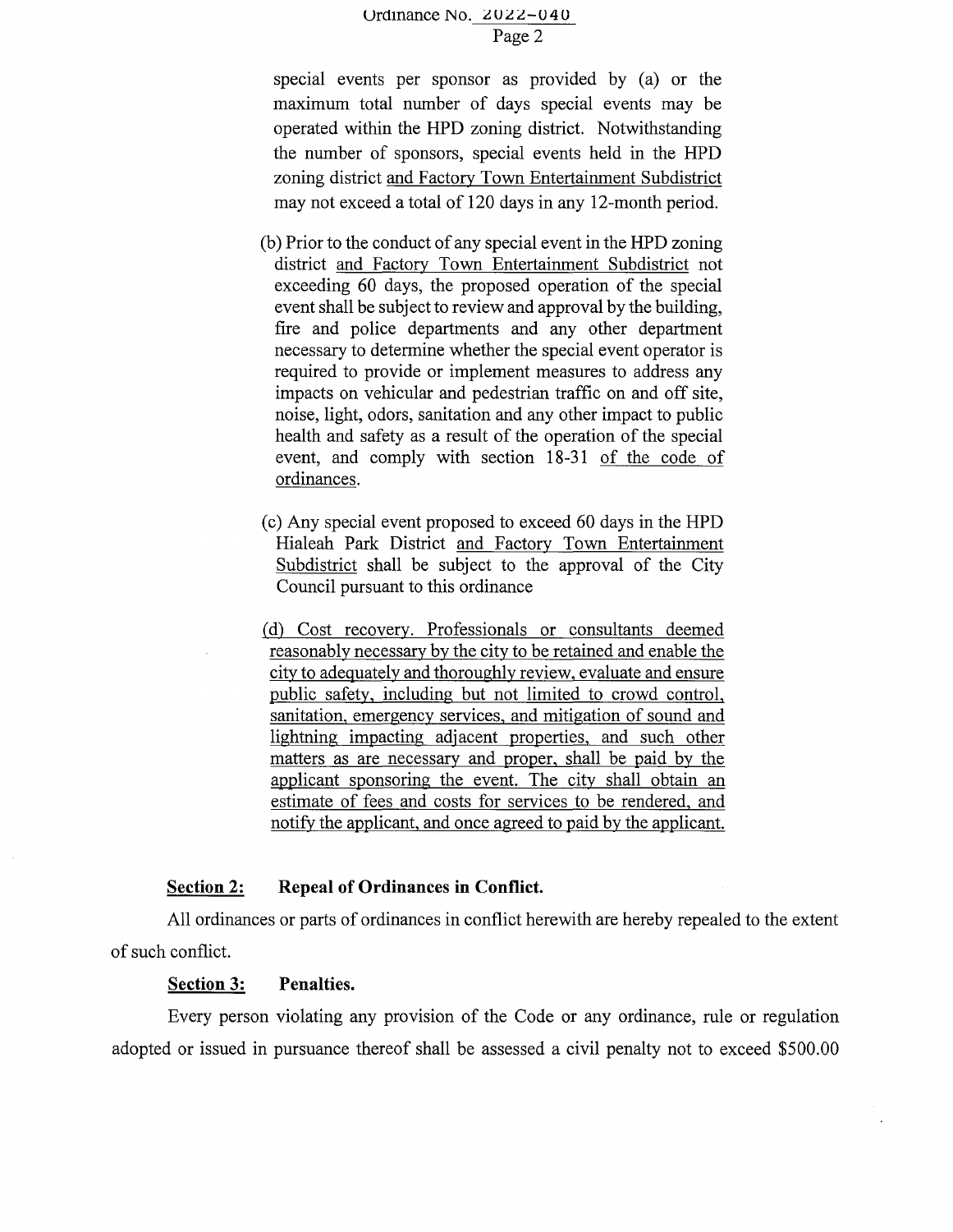special events per sponsor as provided by (a) or the maximum total number of days special events may be operated within the HPD zoning district. Notwithstanding the number of sponsors, special events held in the HPD zoning district <u>and Factory Town Entertainment Subdistrict</u> may not exceed a total of 120 days in any 12-month period.

(b) Prior to the conduct of any special event in the HPD zoning district <u>and Factory Town Entertainment Subdistrict</u> not exceeding 60 days, the proposed operation of the special event shall be subject to review and approval by the building, fire and police departments and any other department necessary to determine whether the special event operator is required to provide or implement measures to address any impacts on vehicular and pedestrian traffic on and off site, noise, light, odors, sanitation and any other impact to public health and safety as a result of the operation of the special event, and comply with section 18-31 <u>of the code of ordinances</u>.

(c) Any special event proposed to exceed 60 days in the HPD Hialeah Park District <u>and Factory Town Entertainment Subdistrict</u> shall be subject to the approval of the City Council pursuant to this ordinance

<u>(d) Cost recovery. Professionals or consultants deemed reasonably necessary by the city to be retained and enable the city to adequately and thoroughly review, evaluate and ensure public safety, including but not limited to crowd control, sanitation, emergency services, and mitigation of sound and lightning impacting adjacent properties, and such other matters as are necessary and proper, shall be paid by the applicant sponsoring the event. The city shall obtain an estimate of fees and costs for services to be rendered, and notify the applicant, and once agreed to paid by the applicant.</u>

**<u>Section 2:</u> Repeal of Ordinances in Conflict.**

All ordinances or parts of ordinances in conflict herewith are hereby repealed to the extent of such conflict.

**<u>Section 3:</u> Penalties.**

Every person violating any provision of the Code or any ordinance, rule or regulation adopted or issued in pursuance thereof shall be assessed a civil penalty not to exceed $500.00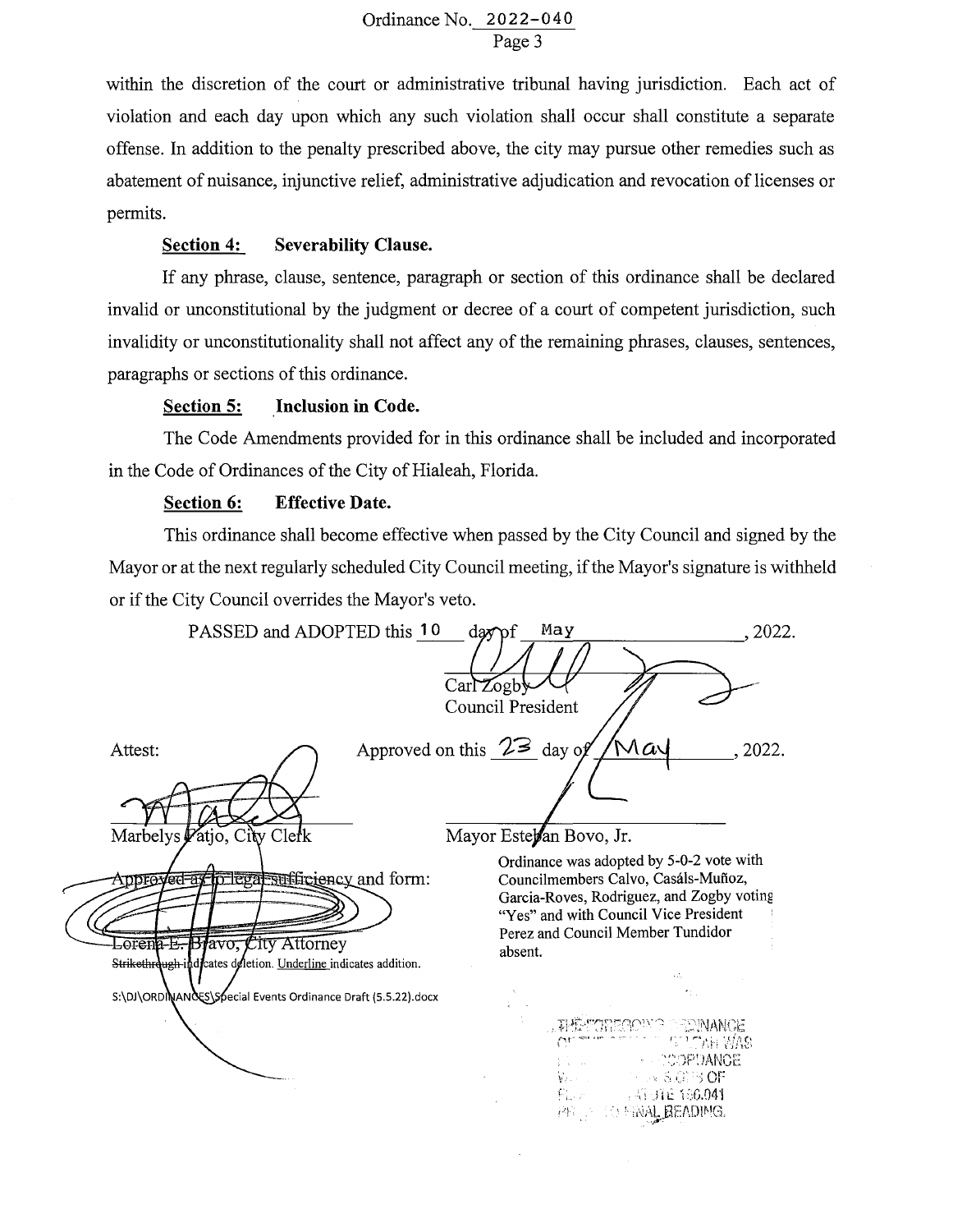within the discretion of the court or administrative tribunal having jurisdiction. Each act of violation and each day upon which any such violation shall occur shall constitute a separate offense. In addition to the penalty prescribed above, the city may pursue other remedies such as abatement of nuisance, injunctive relief, administrative adjudication and revocation of licenses or permits.

**Section 4: Severability Clause.**

If any phrase, clause, sentence, paragraph or section of this ordinance shall be declared invalid or unconstitutional by the judgment or decree of a court of competent jurisdiction, such invalidity or unconstitutionality shall not affect any of the remaining phrases, clauses, sentences, paragraphs or sections of this ordinance.

**Section 5: Inclusion in Code.**

The Code Amendments provided for in this ordinance shall be included and incorporated in the Code of Ordinances of the City of Hialeah, Florida.

**Section 6: Effective Date.**

This ordinance shall become effective when passed by the City Council and signed by the Mayor or at the next regularly scheduled City Council meeting, if the Mayor's signature is withheld or if the City Council overrides the Mayor's veto.

PASSED and ADOPTED this 10 day of May, 2022.

Carl Zogby
Council President

Attest:

Approved on this 23 day of May, 2022.

Marbelys Fatjo, City Clerk

Mayor Esteban Bovo, Jr.

Approved as to legal sufficiency and form:

Lorena E. Bravo, City Attorney

~~Strikethrough~~ indicates deletion. <u>Underline</u> indicates addition.

S:\DJ\ORDINANCES\Special Events Ordinance Draft (5.5.22).docx

Ordinance was adopted by 5-0-2 vote with Councilmembers Calvo, Casáls-Muñoz, Garcia-Roves, Rodriguez, and Zogby voting "Yes" and with Council Vice President Perez and Council Member Tundidor absent.

THE FOREGOING ORDINANCE OF THE CITY OF HIALEAH WAS PUBLISHED IN ACCORDANCE WITH THE PROVISIONS OF FLORIDA STATUTE 166.041 PRIOR TO FINAL READING.